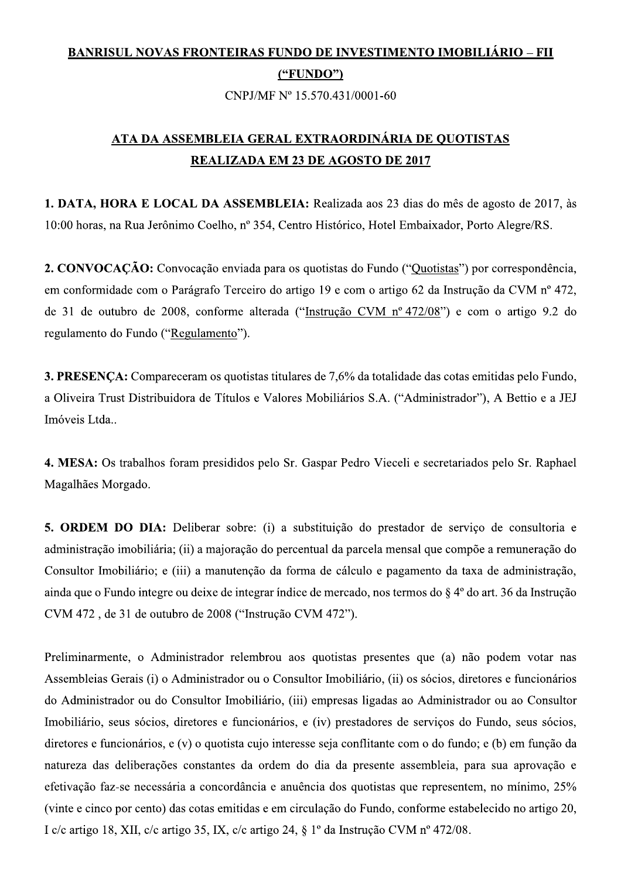**BANRISUL NOVAS FRONTEIRAS FUNDO DE INVESTIMENTO IMOBILIÁRIO – FII**
**(“FUNDO”)**
CNPJ/MF Nº 15.570.431/0001-60

**ATA DA ASSEMBLEIA GERAL EXTRAORDINÁRIA DE QUOTISTAS**
**REALIZADA EM 23 DE AGOSTO DE 2017**

**1. DATA, HORA E LOCAL DA ASSEMBLEIA:** Realizada aos 23 dias do mês de agosto de 2017, às 10:00 horas, na Rua Jerônimo Coelho, nº 354, Centro Histórico, Hotel Embaixador, Porto Alegre/RS.

**2. CONVOCAÇÃO:** Convocação enviada para os quotistas do Fundo (“Quotistas”) por correspondência, em conformidade com o Parágrafo Terceiro do artigo 19 e com o artigo 62 da Instrução da CVM nº 472, de 31 de outubro de 2008, conforme alterada (“Instrução CVM nº 472/08”) e com o artigo 9.2 do regulamento do Fundo (“Regulamento”).

**3. PRESENÇA:** Compareceram os quotistas titulares de 7,6% da totalidade das cotas emitidas pelo Fundo, a Oliveira Trust Distribuidora de Títulos e Valores Mobiliários S.A. (“Administrador”), A Bettio e a JEJ Imóveis Ltda..

**4. MESA:** Os trabalhos foram presididos pelo Sr. Gaspar Pedro Vieceli e secretariados pelo Sr. Raphael Magalhães Morgado.

**5. ORDEM DO DIA:** Deliberar sobre: (i) a substituição do prestador de serviço de consultoria e administração imobiliária; (ii) a majoração do percentual da parcela mensal que compõe a remuneração do Consultor Imobiliário; e (iii) a manutenção da forma de cálculo e pagamento da taxa de administração, ainda que o Fundo integre ou deixe de integrar índice de mercado, nos termos do § 4º do art. 36 da Instrução CVM 472 , de 31 de outubro de 2008 (“Instrução CVM 472”).

Preliminarmente, o Administrador relembrou aos quotistas presentes que (a) não podem votar nas Assembleias Gerais (i) o Administrador ou o Consultor Imobiliário, (ii) os sócios, diretores e funcionários do Administrador ou do Consultor Imobiliário, (iii) empresas ligadas ao Administrador ou ao Consultor Imobiliário, seus sócios, diretores e funcionários, e (iv) prestadores de serviços do Fundo, seus sócios, diretores e funcionários, e (v) o quotista cujo interesse seja conflitante com o do fundo; e (b) em função da natureza das deliberações constantes da ordem do dia da presente assembleia, para sua aprovação e efetivação faz-se necessária a concordância e anuência dos quotistas que representem, no mínimo, 25% (vinte e cinco por cento) das cotas emitidas e em circulação do Fundo, conforme estabelecido no artigo 20, I c/c artigo 18, XII, c/c artigo 35, IX, c/c artigo 24, § 1º da Instrução CVM nº 472/08.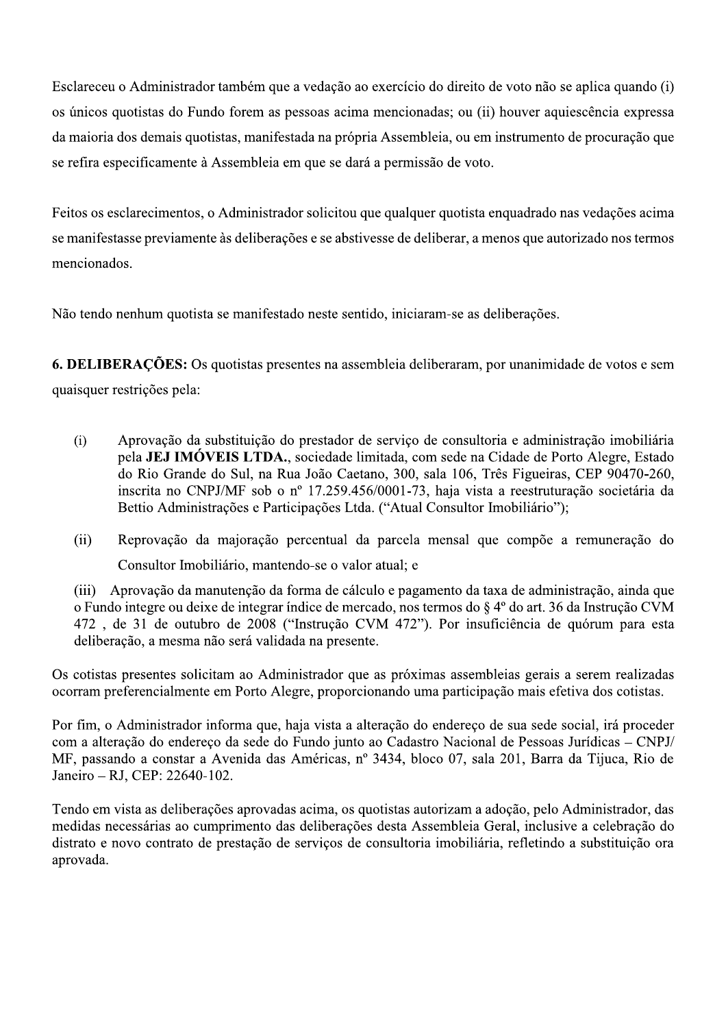Esclareceu o Administrador também que a vedação ao exercício do direito de voto não se aplica quando (i) os únicos quotistas do Fundo forem as pessoas acima mencionadas; ou (ii) houver aquiescência expressa da maioria dos demais quotistas, manifestada na própria Assembleia, ou em instrumento de procuração que se refira especificamente à Assembleia em que se dará a permissão de voto.

Feitos os esclarecimentos, o Administrador solicitou que qualquer quotista enquadrado nas vedações acima se manifestasse previamente às deliberações e se abstivesse de deliberar, a menos que autorizado nos termos mencionados.

Não tendo nenhum quotista se manifestado neste sentido, iniciaram-se as deliberações.

**6. DELIBERAÇÕES:** Os quotistas presentes na assembleia deliberaram, por unanimidade de votos e sem quaisquer restrições pela:

(i) Aprovação da substituição do prestador de serviço de consultoria e administração imobiliária pela **JEJ IMÓVEIS LTDA.**, sociedade limitada, com sede na Cidade de Porto Alegre, Estado do Rio Grande do Sul, na Rua João Caetano, 300, sala 106, Três Figueiras, CEP 90470-260, inscrita no CNPJ/MF sob o nº 17.259.456/0001-73, haja vista a reestruturação societária da Bettio Administrações e Participações Ltda. ("Atual Consultor Imobiliário");

(ii) Reprovação da majoração percentual da parcela mensal que compõe a remuneração do Consultor Imobiliário, mantendo-se o valor atual; e

(iii) Aprovação da manutenção da forma de cálculo e pagamento da taxa de administração, ainda que o Fundo integre ou deixe de integrar índice de mercado, nos termos do § 4º do art. 36 da Instrução CVM 472 , de 31 de outubro de 2008 ("Instrução CVM 472"). Por insuficiência de quórum para esta deliberação, a mesma não será validada na presente.

Os cotistas presentes solicitam ao Administrador que as próximas assembleias gerais a serem realizadas ocorram preferencialmente em Porto Alegre, proporcionando uma participação mais efetiva dos cotistas.

Por fim, o Administrador informa que, haja vista a alteração do endereço de sua sede social, irá proceder com a alteração do endereço da sede do Fundo junto ao Cadastro Nacional de Pessoas Jurídicas – CNPJ/MF, passando a constar a Avenida das Américas, nº 3434, bloco 07, sala 201, Barra da Tijuca, Rio de Janeiro – RJ, CEP: 22640-102.

Tendo em vista as deliberações aprovadas acima, os quotistas autorizam a adoção, pelo Administrador, das medidas necessárias ao cumprimento das deliberações desta Assembleia Geral, inclusive a celebração do distrato e novo contrato de prestação de serviços de consultoria imobiliária, refletindo a substituição ora aprovada.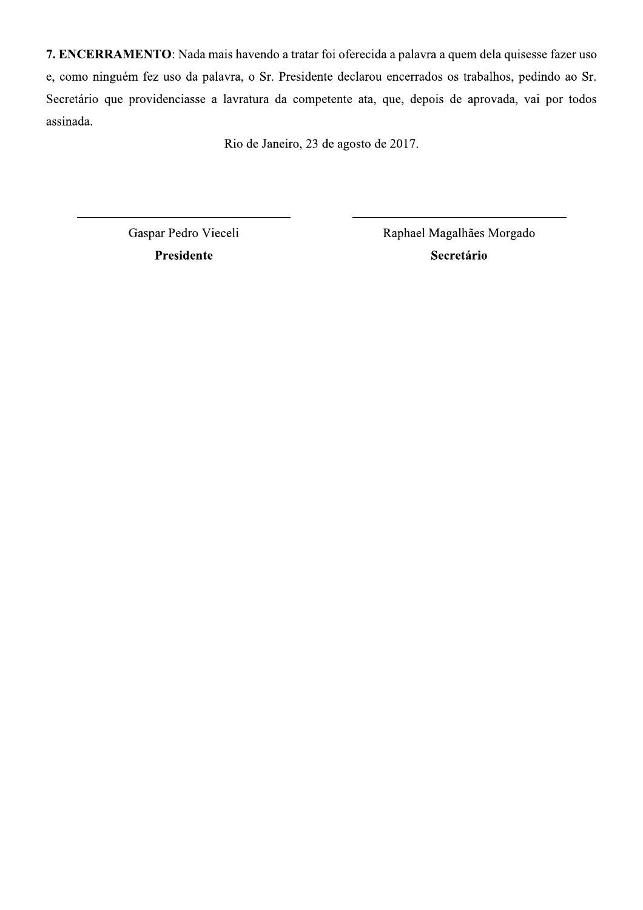**7. ENCERRAMENTO**: Nada mais havendo a tratar foi oferecida a palavra a quem dela quisesse fazer uso e, como ninguém fez uso da palavra, o Sr. Presidente declarou encerrados os trabalhos, pedindo ao Sr. Secretário que providenciasse a lavratura da competente ata, que, depois de aprovada, vai por todos assinada.

Rio de Janeiro, 23 de agosto de 2017.

| | |
|---|---|
| Gaspar Pedro Vieceli | Raphael Magalhães Morgado |
| **Presidente** | **Secretário** |